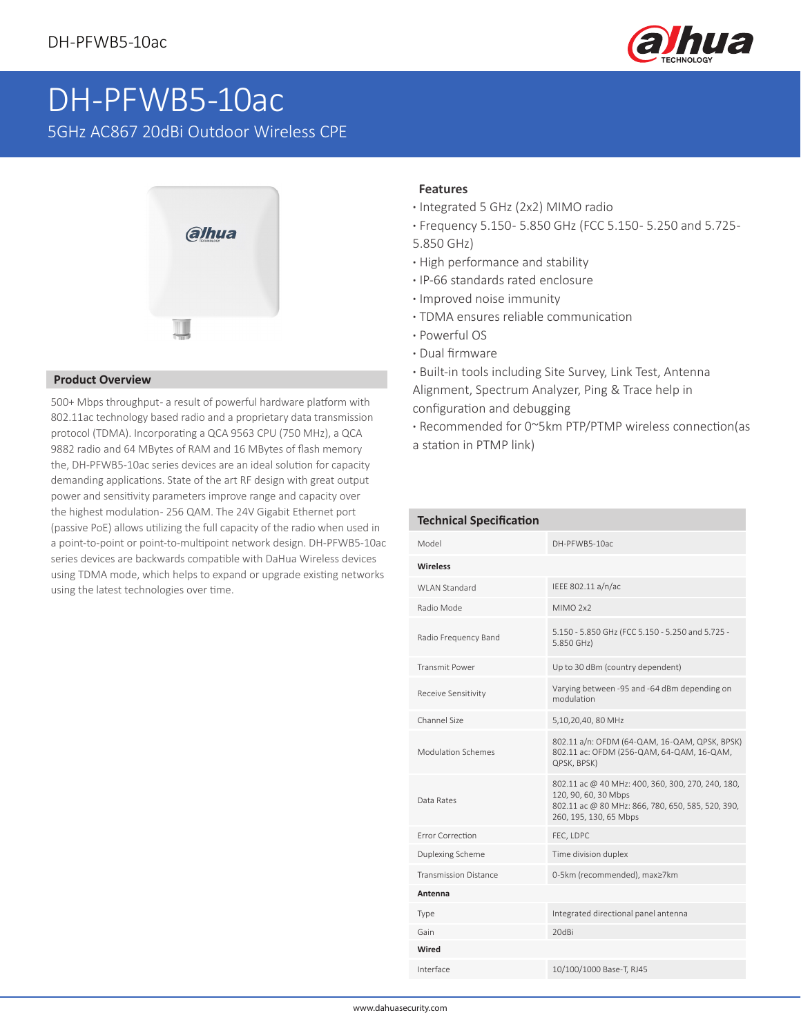# DH-PFWB5-10ac

5GHz AC867 20dBi Outdoor Wireless CPE

## Product Overview

500+ Mbps throughput- a result of powerful hardware platform with 802.11ac technology based radio and a proprietary data transmission protocol (TDMA). Incorporating a QCA 9563 CPU (750 MHz), a QCA 9882 radio and 64 MBytes of RAM and 16 MBytes of flash memory the, DH-PFWB5-10ac series devices are an ideal solution for capacity demanding applications. State of the art RF design with great output power and sensitivity parameters improve range and capacity over the highest modulation- 256 QAM. The 24V Gigabit Ethernet port (passive PoE) allows utilizing the full capacity of the radio when used in a point-to-point or point-to-multipoint network design. DH-PFWB5-10ac series devices are backwards compatible with DaHua Wireless devices using TDMA mode, which helps to expand or upgrade existing networks using the latest technologies over time.

## Features

- Integrated 5 GHz (2x2) MIMO radio
- Frequency 5.150- 5.850 GHz (FCC 5.150- 5.250 and 5.725- 5.850 GHz)
- High performance and stability
- IP-66 standards rated enclosure
- Improved noise immunity
- TDMA ensures reliable communication
- Powerful OS
- Dual firmware
- Built-in tools including Site Survey, Link Test, Antenna Alignment, Spectrum Analyzer, Ping & Trace help in configuration and debugging
- Recommended for 0~5km PTP/PTMP wireless connection(as a station in PTMP link)

## Technical Specification

| Model | DH-PFWB5-10ac |
|---|---|
| **Wireless** | |
| WLAN Standard | IEEE 802.11 a/n/ac |
| Radio Mode | MIMO 2x2 |
| Radio Frequency Band | 5.150 - 5.850 GHz (FCC 5.150 - 5.250 and 5.725 - 5.850 GHz) |
| Transmit Power | Up to 30 dBm (country dependent) |
| Receive Sensitivity | Varying between -95 and -64 dBm depending on modulation |
| Channel Size | 5,10,20,40, 80 MHz |
| Modulation Schemes | 802.11 a/n: OFDM (64-QAM, 16-QAM, QPSK, BPSK)<br>802.11 ac: OFDM (256-QAM, 64-QAM, 16-QAM, QPSK, BPSK) |
| Data Rates | 802.11 ac @ 40 MHz: 400, 360, 300, 270, 240, 180, 120, 90, 60, 30 Mbps<br>802.11 ac @ 80 MHz: 866, 780, 650, 585, 520, 390, 260, 195, 130, 65 Mbps |
| Error Correction | FEC, LDPC |
| Duplexing Scheme | Time division duplex |
| Transmission Distance | 0-5km (recommended), max≥7km |
| **Antenna** | |
| Type | Integrated directional panel antenna |
| Gain | 20dBi |
| **Wired** | |
| Interface | 10/100/1000 Base-T, RJ45 |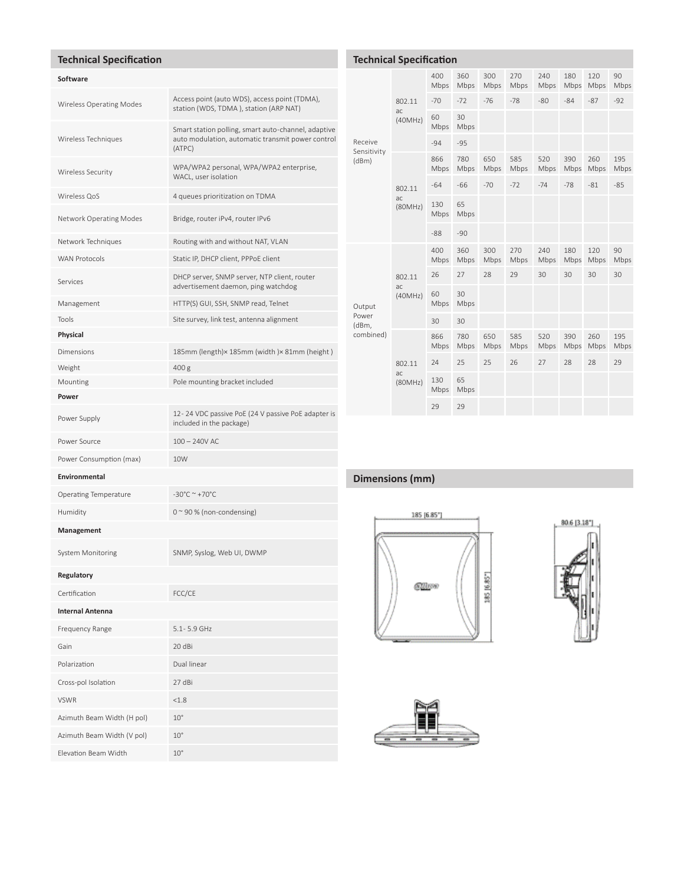## Technical Specification

| | |
|---|---|
| **Software** | |
| Wireless Operating Modes | Access point (auto WDS), access point (TDMA), station (WDS, TDMA ), station (ARP NAT) |
| Wireless Techniques | Smart station polling, smart auto-channel, adaptive auto modulation, automatic transmit power control (ATPC) |
| Wireless Security | WPA/WPA2 personal, WPA/WPA2 enterprise, WACL, user isolation |
| Wireless QoS | 4 queues prioritization on TDMA |
| Network Operating Modes | Bridge, router iPv4, router IPv6 |
| Network Techniques | Routing with and without NAT, VLAN |
| WAN Protocols | Static IP, DHCP client, PPPoE client |
| Services | DHCP server, SNMP server, NTP client, router advertisement daemon, ping watchdog |
| Management | HTTP(S) GUI, SSH, SNMP read, Telnet |
| Tools | Site survey, link test, antenna alignment |
| **Physical** | |
| Dimensions | 185mm (length)× 185mm (width )× 81mm (height ) |
| Weight | 400 g |
| Mounting | Pole mounting bracket included |
| **Power** | |
| Power Supply | 12- 24 VDC passive PoE (24 V passive PoE adapter is included in the package) |
| Power Source | 100 – 240V AC |
| Power Consumption (max) | 10W |
| **Environmental** | |
| Operating Temperature | -30°C ~ +70°C |
| Humidity | 0 ~ 90 % (non-condensing) |
| **Management** | |
| System Monitoring | SNMP, Syslog, Web UI, DWMP |
| **Regulatory** | |
| Certification | FCC/CE |
| **Internal Antenna** | |
| Frequency Range | 5.1- 5.9 GHz |
| Gain | 20 dBi |
| Polarization | Dual linear |
| Cross-pol Isolation | 27 dBi |
| VSWR | <1.8 |
| Azimuth Beam Width (H pol) | 10° |
| Azimuth Beam Width (V pol) | 10° |
| Elevation Beam Width | 10° |

## Technical Specification

| | | | | | | | | | |
|---|---|---|---|---|---|---|---|---|---|
| Receive Sensitivity (dBm) | 802.11 ac (40MHz) | 400 Mbps | 360 Mbps | 300 Mbps | 270 Mbps | 240 Mbps | 180 Mbps | 120 Mbps | 90 Mbps |
| | | -70 | -72 | -76 | -78 | -80 | -84 | -87 | -92 |
| | | 60 Mbps | 30 Mbps | | | | | | |
| | | -94 | -95 | | | | | | |
| | 802.11 ac (80MHz) | 866 Mbps | 780 Mbps | 650 Mbps | 585 Mbps | 520 Mbps | 390 Mbps | 260 Mbps | 195 Mbps |
| | | -64 | -66 | -70 | -72 | -74 | -78 | -81 | -85 |
| | | 130 Mbps | 65 Mbps | | | | | | |
| | | -88 | -90 | | | | | | |
| Output Power (dBm, combined) | 802.11 ac (40MHz) | 400 Mbps | 360 Mbps | 300 Mbps | 270 Mbps | 240 Mbps | 180 Mbps | 120 Mbps | 90 Mbps |
| | | 26 | 27 | 28 | 29 | 30 | 30 | 30 | 30 |
| | | 60 Mbps | 30 Mbps | | | | | | |
| | | 30 | 30 | | | | | | |
| | 802.11 ac (80MHz) | 866 Mbps | 780 Mbps | 650 Mbps | 585 Mbps | 520 Mbps | 390 Mbps | 260 Mbps | 195 Mbps |
| | | 24 | 25 | 25 | 26 | 27 | 28 | 28 | 29 |
| | | 130 Mbps | 65 Mbps | | | | | | |
| | | 29 | 29 | | | | | | |

## Dimensions (mm)

185 [6.85"]

185 [6.85"]

80.6 [3.18"]